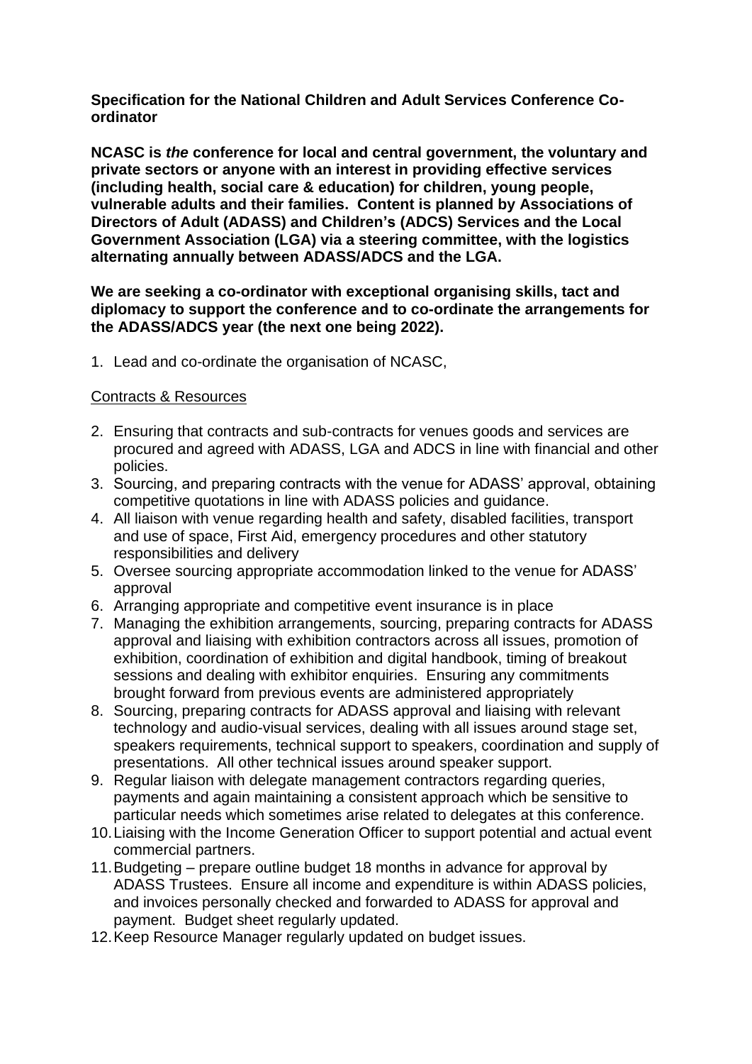**Specification for the National Children and Adult Services Conference Co-ordinator**

**NCASC is *the* conference for local and central government, the voluntary and private sectors or anyone with an interest in providing effective services (including health, social care & education) for children, young people, vulnerable adults and their families. Content is planned by Associations of Directors of Adult (ADASS) and Children's (ADCS) Services and the Local Government Association (LGA) via a steering committee, with the logistics alternating annually between ADASS/ADCS and the LGA.**

**We are seeking a co-ordinator with exceptional organising skills, tact and diplomacy to support the conference and to co-ordinate the arrangements for the ADASS/ADCS year (the next one being 2022).**

1. Lead and co-ordinate the organisation of NCASC,

<u>Contracts & Resources</u>

2. Ensuring that contracts and sub-contracts for venues goods and services are procured and agreed with ADASS, LGA and ADCS in line with financial and other policies.
3. Sourcing, and preparing contracts with the venue for ADASS' approval, obtaining competitive quotations in line with ADASS policies and guidance.
4. All liaison with venue regarding health and safety, disabled facilities, transport and use of space, First Aid, emergency procedures and other statutory responsibilities and delivery
5. Oversee sourcing appropriate accommodation linked to the venue for ADASS' approval
6. Arranging appropriate and competitive event insurance is in place
7. Managing the exhibition arrangements, sourcing, preparing contracts for ADASS approval and liaising with exhibition contractors across all issues, promotion of exhibition, coordination of exhibition and digital handbook, timing of breakout sessions and dealing with exhibitor enquiries. Ensuring any commitments brought forward from previous events are administered appropriately
8. Sourcing, preparing contracts for ADASS approval and liaising with relevant technology and audio-visual services, dealing with all issues around stage set, speakers requirements, technical support to speakers, coordination and supply of presentations. All other technical issues around speaker support.
9. Regular liaison with delegate management contractors regarding queries, payments and again maintaining a consistent approach which be sensitive to particular needs which sometimes arise related to delegates at this conference.
10. Liaising with the Income Generation Officer to support potential and actual event commercial partners.
11. Budgeting – prepare outline budget 18 months in advance for approval by ADASS Trustees. Ensure all income and expenditure is within ADASS policies, and invoices personally checked and forwarded to ADASS for approval and payment. Budget sheet regularly updated.
12. Keep Resource Manager regularly updated on budget issues.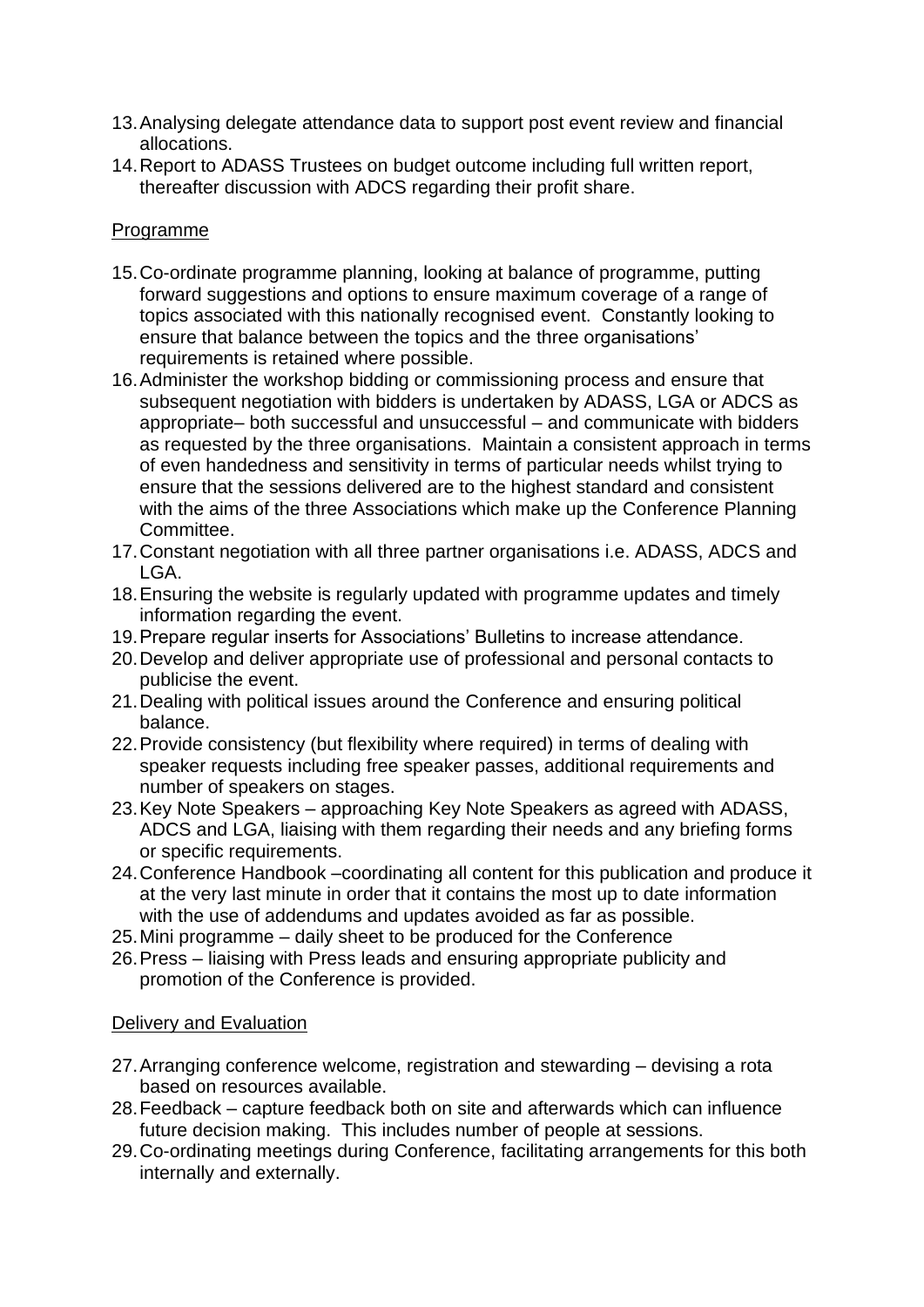13. Analysing delegate attendance data to support post event review and financial allocations.
14. Report to ADASS Trustees on budget outcome including full written report, thereafter discussion with ADCS regarding their profit share.

Programme

15. Co-ordinate programme planning, looking at balance of programme, putting forward suggestions and options to ensure maximum coverage of a range of topics associated with this nationally recognised event. Constantly looking to ensure that balance between the topics and the three organisations' requirements is retained where possible.
16. Administer the workshop bidding or commissioning process and ensure that subsequent negotiation with bidders is undertaken by ADASS, LGA or ADCS as appropriate– both successful and unsuccessful – and communicate with bidders as requested by the three organisations. Maintain a consistent approach in terms of even handedness and sensitivity in terms of particular needs whilst trying to ensure that the sessions delivered are to the highest standard and consistent with the aims of the three Associations which make up the Conference Planning Committee.
17. Constant negotiation with all three partner organisations i.e. ADASS, ADCS and LGA.
18. Ensuring the website is regularly updated with programme updates and timely information regarding the event.
19. Prepare regular inserts for Associations' Bulletins to increase attendance.
20. Develop and deliver appropriate use of professional and personal contacts to publicise the event.
21. Dealing with political issues around the Conference and ensuring political balance.
22. Provide consistency (but flexibility where required) in terms of dealing with speaker requests including free speaker passes, additional requirements and number of speakers on stages.
23. Key Note Speakers – approaching Key Note Speakers as agreed with ADASS, ADCS and LGA, liaising with them regarding their needs and any briefing forms or specific requirements.
24. Conference Handbook –coordinating all content for this publication and produce it at the very last minute in order that it contains the most up to date information with the use of addendums and updates avoided as far as possible.
25. Mini programme – daily sheet to be produced for the Conference
26. Press – liaising with Press leads and ensuring appropriate publicity and promotion of the Conference is provided.

Delivery and Evaluation

27. Arranging conference welcome, registration and stewarding – devising a rota based on resources available.
28. Feedback – capture feedback both on site and afterwards which can influence future decision making. This includes number of people at sessions.
29. Co-ordinating meetings during Conference, facilitating arrangements for this both internally and externally.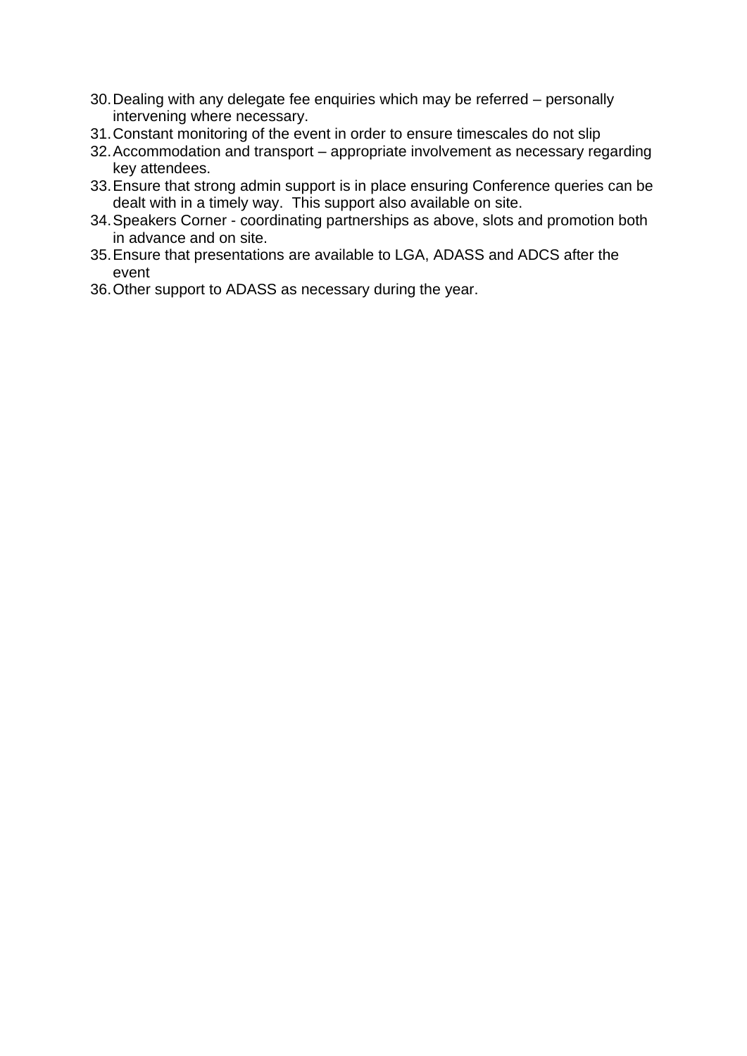30. Dealing with any delegate fee enquiries which may be referred – personally intervening where necessary.
31. Constant monitoring of the event in order to ensure timescales do not slip
32. Accommodation and transport – appropriate involvement as necessary regarding key attendees.
33. Ensure that strong admin support is in place ensuring Conference queries can be dealt with in a timely way. This support also available on site.
34. Speakers Corner - coordinating partnerships as above, slots and promotion both in advance and on site.
35. Ensure that presentations are available to LGA, ADASS and ADCS after the event
36. Other support to ADASS as necessary during the year.